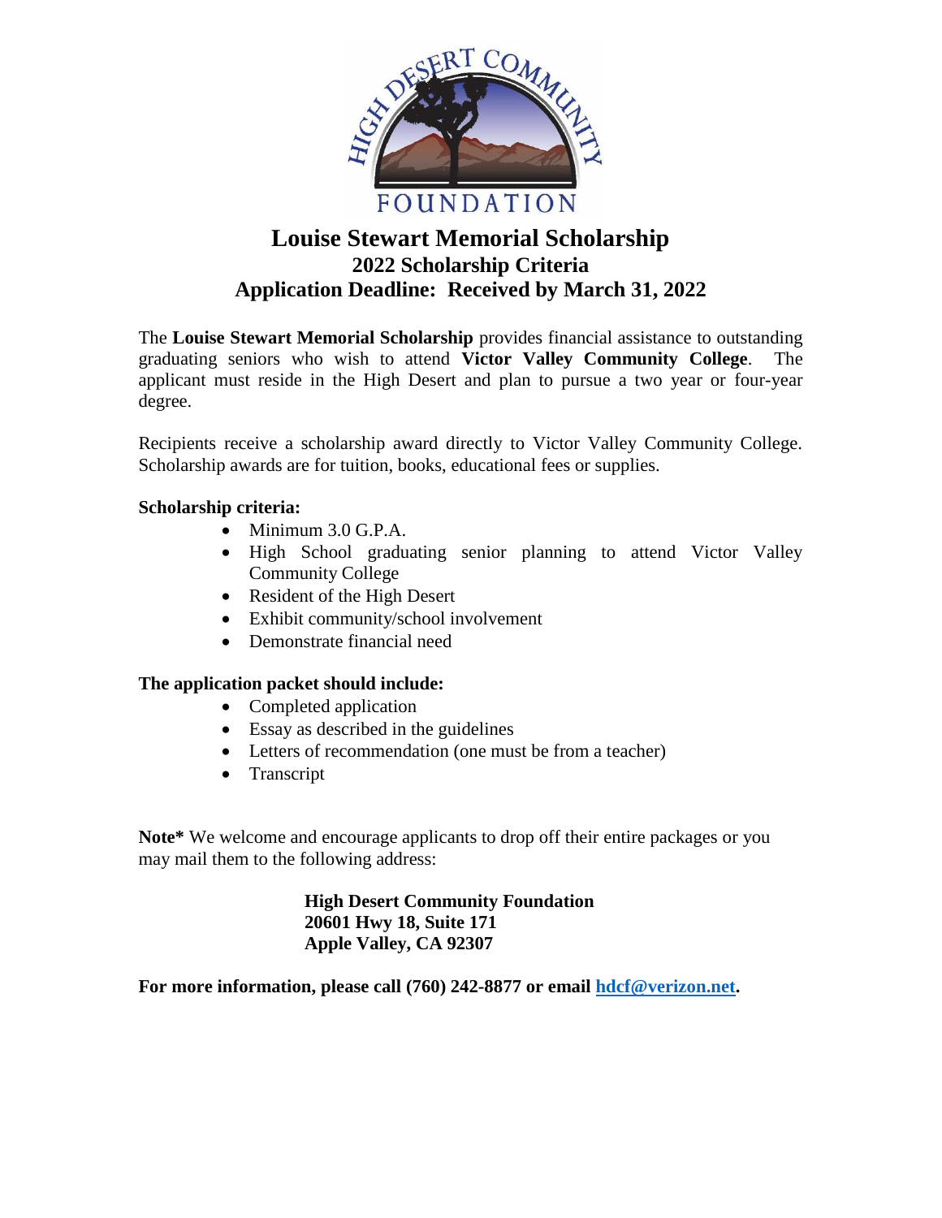# Louise Stewart Memorial Scholarship

## 2022 Scholarship Criteria

## Application Deadline: Received by March 31, 2022

The **Louise Stewart Memorial Scholarship** provides financial assistance to outstanding graduating seniors who wish to attend **Victor Valley Community College**. The applicant must reside in the High Desert and plan to pursue a two year or four-year degree.

Recipients receive a scholarship award directly to Victor Valley Community College. Scholarship awards are for tuition, books, educational fees or supplies.

**Scholarship criteria:**

- Minimum 3.0 G.P.A.
- High School graduating senior planning to attend Victor Valley Community College
- Resident of the High Desert
- Exhibit community/school involvement
- Demonstrate financial need

**The application packet should include:**

- Completed application
- Essay as described in the guidelines
- Letters of recommendation (one must be from a teacher)
- Transcript

**Note*** We welcome and encourage applicants to drop off their entire packages or you may mail them to the following address:

**High Desert Community Foundation**
**20601 Hwy 18, Suite 171**
**Apple Valley, CA 92307**

**For more information, please call (760) 242-8877 or email hdcf@verizon.net.**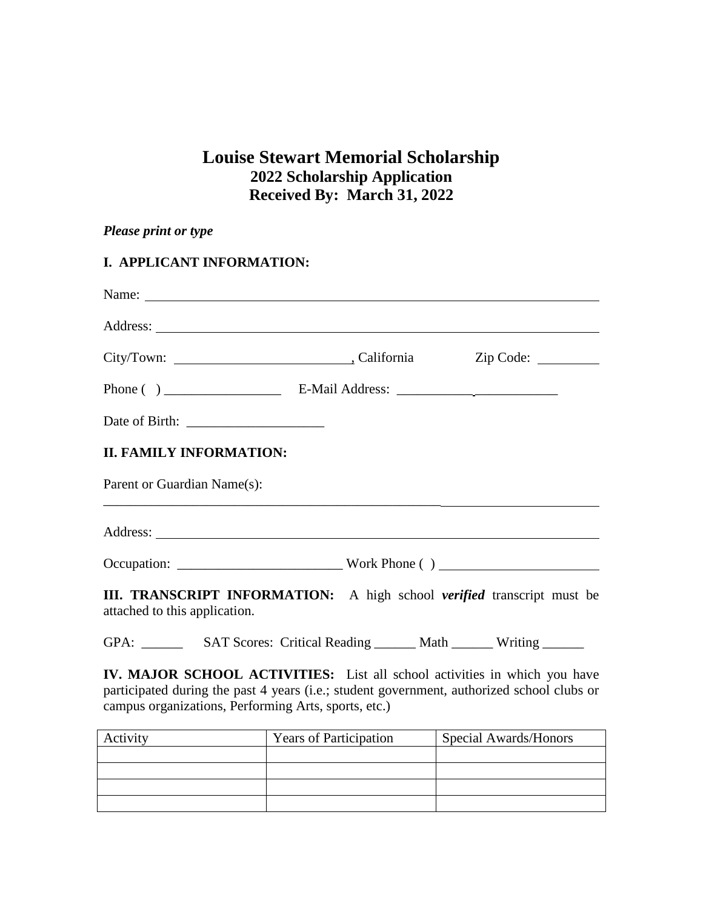# Louise Stewart Memorial Scholarship

## 2022 Scholarship Application

## Received By: March 31, 2022

***Please print or type***

**I. APPLICANT INFORMATION:**

Name: ______________________________________________________________

Address: ____________________________________________________________

City/Town: __________________________, California Zip Code: __________

Phone ( ) _________________ E-Mail Address: ________________________

Date of Birth: ____________________

**II. FAMILY INFORMATION:**

Parent or Guardian Name(s):

_____________________________________________________________________

Address: ____________________________________________________________

Occupation: ________________________ Work Phone ( ) _______________________

**III. TRANSCRIPT INFORMATION:** A high school ***verified*** transcript must be attached to this application.

GPA: ______ SAT Scores: Critical Reading ______ Math ______ Writing ______

**IV. MAJOR SCHOOL ACTIVITIES:** List all school activities in which you have participated during the past 4 years (i.e.; student government, authorized school clubs or campus organizations, Performing Arts, sports, etc.)

| Activity | Years of Participation | Special Awards/Honors |
| --- | --- | --- |
| | | |
| | | |
| | | |
| | | |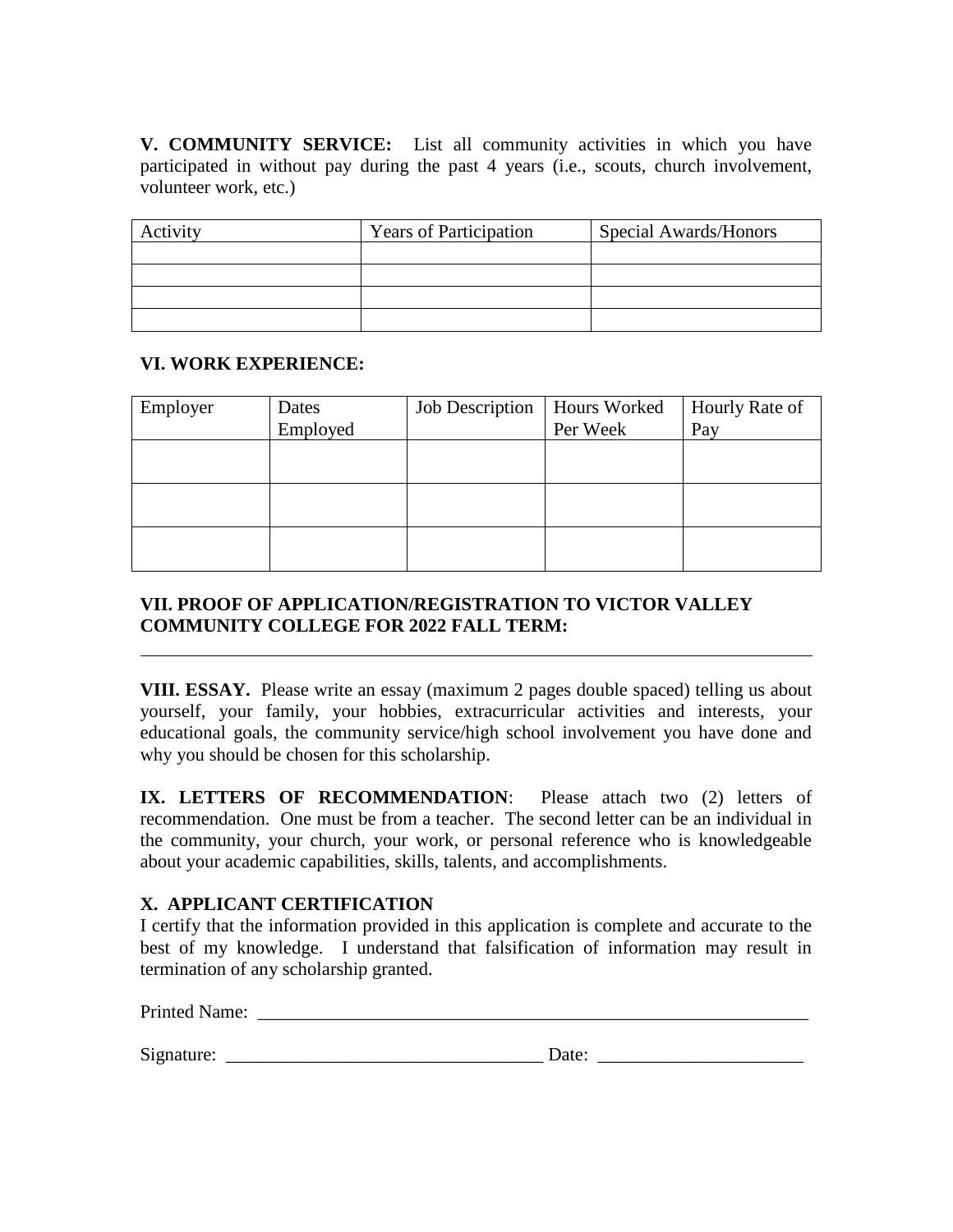**V. COMMUNITY SERVICE:** List all community activities in which you have participated in without pay during the past 4 years (i.e., scouts, church involvement, volunteer work, etc.)

| Activity | Years of Participation | Special Awards/Honors |
|---|---|---|
| | | |
| | | |
| | | |
| | | |

**VI. WORK EXPERIENCE:**

| Employer | Dates Employed | Job Description | Hours Worked Per Week | Hourly Rate of Pay |
|---|---|---|---|---|
| | | | | |
| | | | | |
| | | | | |

**VII. PROOF OF APPLICATION/REGISTRATION TO VICTOR VALLEY COMMUNITY COLLEGE FOR 2022 FALL TERM:**

______________________________________________________________________

**VIII. ESSAY.** Please write an essay (maximum 2 pages double spaced) telling us about yourself, your family, your hobbies, extracurricular activities and interests, your educational goals, the community service/high school involvement you have done and why you should be chosen for this scholarship.

**IX. LETTERS OF RECOMMENDATION**: Please attach two (2) letters of recommendation. One must be from a teacher. The second letter can be an individual in the community, your church, your work, or personal reference who is knowledgeable about your academic capabilities, skills, talents, and accomplishments.

**X. APPLICANT CERTIFICATION**

I certify that the information provided in this application is complete and accurate to the best of my knowledge. I understand that falsification of information may result in termination of any scholarship granted.

Printed Name: ____________________________________________________________

Signature: __________________________________ Date: ______________________